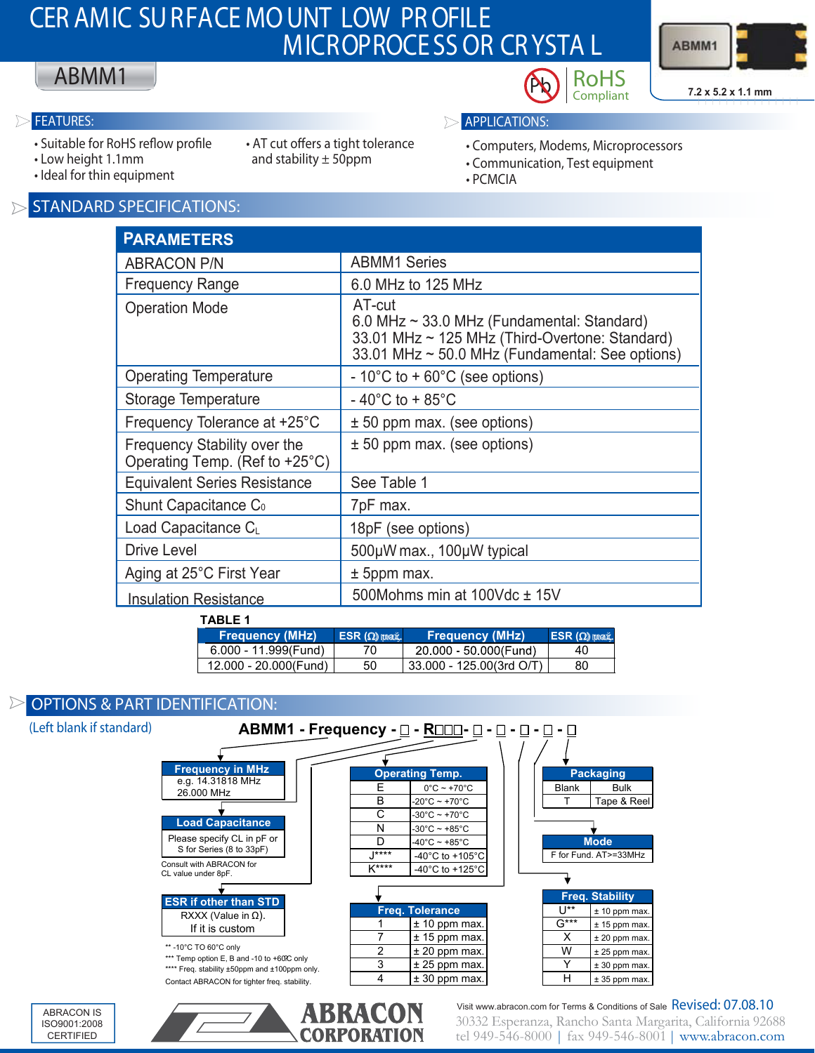# CERAMIC SURFACE MOUNT LOW PROFILE MICROPROCESSOR CRYSTAL

## ABMM1

RoHS Compliant

7.2 x 5.2 x 1.1 mm

### FEATURES:

- Suitable for RoHS reflow profile
- Low height 1.1mm
- Ideal for thin equipment
- AT cut offers a tight tolerance and stability ± 50ppm

### APPLICATIONS:

- Computers, Modems, Microprocessors
- Communication, Test equipment
- PCMCIA

### STANDARD SPECIFICATIONS:

| PARAMETERS | |
|---|---|
| ABRACON P/N | ABMM1 Series |
| Frequency Range | 6.0 MHz to 125 MHz |
| Operation Mode | AT-cut<br>6.0 MHz ~ 33.0 MHz (Fundamental: Standard)<br>33.01 MHz ~ 125 MHz (Third-Overtone: Standard)<br>33.01 MHz ~ 50.0 MHz (Fundamental: See options) |
| Operating Temperature | - 10°C to + 60°C (see options) |
| Storage Temperature | - 40°C to + 85°C |
| Frequency Tolerance at +25°C | ± 50 ppm max. (see options) |
| Frequency Stability over the Operating Temp. (Ref to +25°C) | ± 50 ppm max. (see options) |
| Equivalent Series Resistance | See Table 1 |
| Shunt Capacitance $C_0$ | 7pF max. |
| Load Capacitance $C_L$ | 18pF (see options) |
| Drive Level | 500µW max., 100µW typical |
| Aging at 25°C First Year | ± 5ppm max. |
| Insulation Resistance | 500Mohms min at 100Vdc ± 15V |

**TABLE 1**

| Frequency (MHz) | ESR (Ω) max. | Frequency (MHz) | ESR (Ω) max. |
|---|---|---|---|
| 6.000 - 11.999(Fund) | 70 | 20.000 - 50.000(Fund) | 40 |
| 12.000 - 20.000(Fund) | 50 | 33.000 - 125.00(3rd O/T) | 80 |

### OPTIONS & PART IDENTIFICATION:

(Left blank if standard)

**ABMM1 - Frequency - □ - R□□□- □ - □ - □ - □ - □**

**Frequency in MHz**
e.g. 14.31818 MHz
26.000 MHz

**Load Capacitance**
Please specify CL in pF or S for Series (8 to 33pF)

Consult with ABRACON for CL value under 8pF.

**ESR if other than STD**
RXXX (Value in Ω).
If it is custom

| Operating Temp. | |
|---|---|
| E | 0°C ~ +70°C |
| B | -20°C ~ +70°C |
| C | -30°C ~ +70°C |
| N | -30°C ~ +85°C |
| D | -40°C ~ +85°C |
| J**** | -40°C to +105°C |
| K**** | -40°C to +125°C |

| Freq. Tolerance | |
|---|---|
| 1 | ± 10 ppm max. |
| 7 | ± 15 ppm max. |
| 2 | ± 20 ppm max. |
| 3 | ± 25 ppm max. |
| 4 | ± 30 ppm max. |

| Packaging | |
|---|---|
| Blank | Bulk |
| T | Tape & Reel |

**Mode**
F for Fund. AT>=33MHz

| Freq. Stability | |
|---|---|
| U** | ± 10 ppm max. |
| G*** | ± 15 ppm max. |
| X | ± 20 ppm max. |
| W | ± 25 ppm max. |
| Y | ± 30 ppm max. |
| H | ± 35 ppm max. |

** -10°C TO 60°C only
*** Temp option E, B and -10 to +60C only
**** Freq. stability ±50ppm and ±100ppm only.
Contact ABRACON for tighter freq. stability.

ABRACON IS ISO9001:2008 CERTIFIED

ABRACON CORPORATION

Visit www.abracon.com for Terms & Conditions of Sale Revised: 07.08.10

30332 Esperanza, Rancho Santa Margarita, California 92688
tel 949-546-8000 | fax 949-546-8001 | www.abracon.com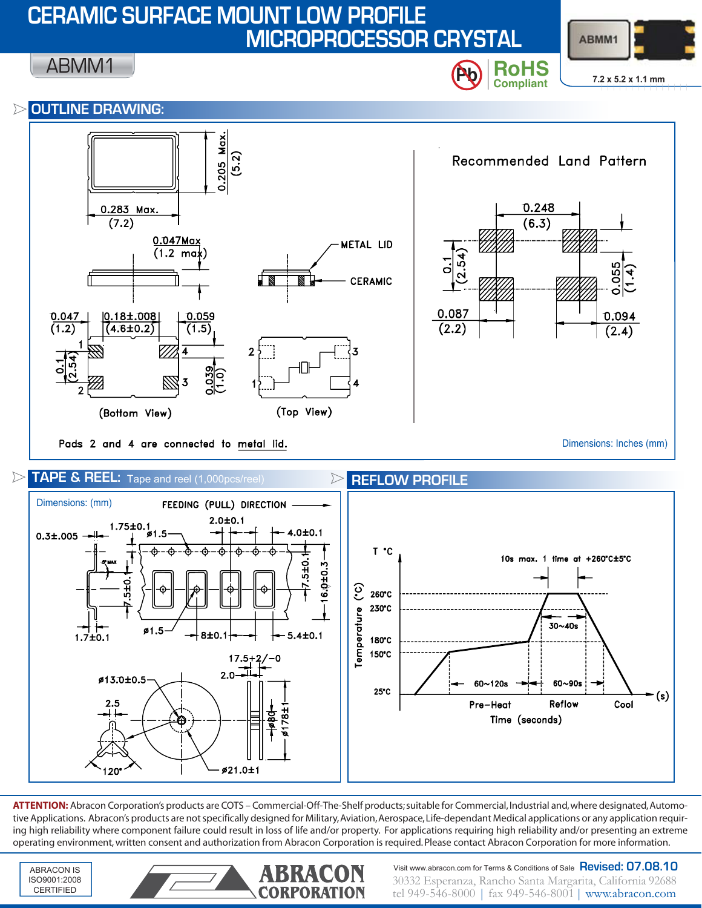# CERAMIC SURFACE MOUNT LOW PROFILE MICROPROCESSOR CRYSTAL

ABMM1

RoHS Compliant

7.2 x 5.2 x 1.1 mm

## OUTLINE DRAWING:

0.205 Max. (5.2)
0.283 Max. (7.2)
0.047Max (1.2 max)
METAL LID
CERAMIC
0.047 (1.2)
0.18±.008 (4.6±0.2)
0.059 (1.5)
0.1 (2.54)
0.039 (1.0)
1 2 3 4
(Bottom View)
(Top View)

Recommended Land Pattern

0.248 (6.3)
0.1 (2.54)
0.055 (1.4)
0.087 (2.2)
0.094 (2.4)

Pads 2 and 4 are connected to metal lid.

Dimensions: Inches (mm)

## TAPE & REEL: Tape and reel (1,000pcs/reel)

Dimensions: (mm)

FEEDING (PULL) DIRECTION

0.3±.005
1.75±0.1
ø1.5
2.0±0.1
4.0±0.1
5° MAX
7.5±0.1
16.0±0.3
1.7±0.1
ø1.5
8±0.1
5.4±0.1
17.5+2/−0
2.0
ø13.0±0.5
2.5
ø80
ø178±1
120°
ø21.0±1

## REFLOW PROFILE

T °C
Temperature (°C)
10s max. 1 time at +260°C±5°C
260°C
230°C
180°C
150°C
25°C
30~40s
60~120s
60~90s
Pre-Heat
Reflow
Cool
(s)
Time (seconds)

**ATTENTION:** Abracon Corporation's products are COTS – Commercial-Off-The-Shelf products; suitable for Commercial, Industrial and, where designated, Automotive Applications. Abracon's products are not specifically designed for Military, Aviation, Aerospace, Life-dependant Medical applications or any application requiring high reliability where component failure could result in loss of life and/or property. For applications requiring high reliability and/or presenting an extreme operating environment, written consent and authorization from Abracon Corporation is required. Please contact Abracon Corporation for more information.

ABRACON IS ISO9001:2008 CERTIFIED

ABRACON CORPORATION

Visit www.abracon.com for Terms & Conditions of Sale **Revised: 07.08.10**

30332 Esperanza, Rancho Santa Margarita, California 92688
tel 949-546-8000 | fax 949-546-8001 | www.abracon.com